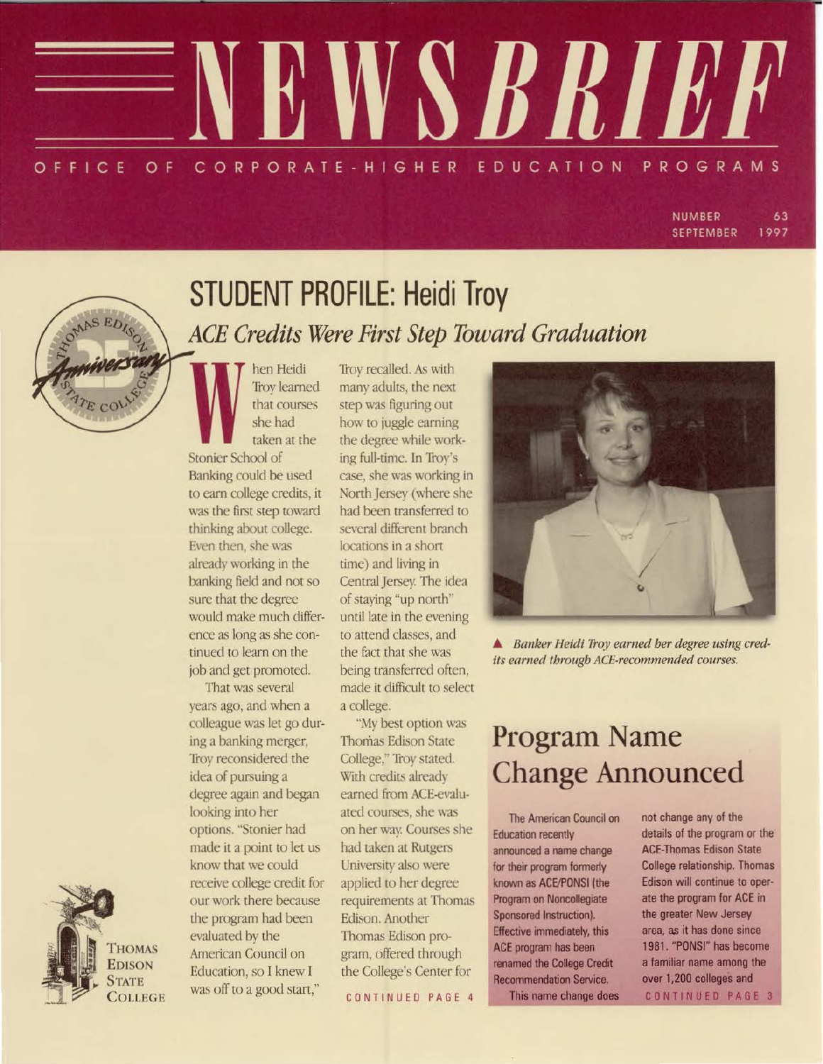# NEWSBRIEF

OFFICE OF CORPORATE-HIGHER EDUCATION PROGRAMS

NUMBER 63
SEPTEMBER 1997

## STUDENT PROFILE: Heidi Troy

### *ACE Credits Were First Step Toward Graduation*

When Heidi Troy learned that courses she had taken at the Stonier School of Banking could be used to earn college credits, it was the first step toward thinking about college. Even then, she was already working in the banking field and not so sure that the degree would make much difference as long as she continued to learn on the job and get promoted.

That was several years ago, and when a colleague was let go during a banking merger, Troy reconsidered the idea of pursuing a degree again and began looking into her options. "Stonier had made it a point to let us know that we could receive college credit for our work there because the program had been evaluated by the American Council on Education, so I knew I was off to a good start," Troy recalled. As with many adults, the next step was figuring out how to juggle earning the degree while working full-time. In Troy's case, she was working in North Jersey (where she had been transferred to several different branch locations in a short time) and living in Central Jersey. The idea of staying "up north" until late in the evening to attend classes, and the fact that she was being transferred often, made it difficult to select a college.

"My best option was Thomas Edison State College," Troy stated. With credits already earned from ACE-evaluated courses, she was on her way. Courses she had taken at Rutgers University also were applied to her degree requirements at Thomas Edison. Another Thomas Edison program, offered through the College's Center for

CONTINUED PAGE 4

*▲ Banker Heidi Troy earned her degree using credits earned through ACE-recommended courses.*

## Program Name Change Announced

The American Council on Education recently announced a name change for their program formerly known as ACE/PONSI (the Program on Noncollegiate Sponsored Instruction). Effective immediately, this ACE program has been renamed the College Credit Recommendation Service.

This name change does not change any of the details of the program or the ACE-Thomas Edison State College relationship. Thomas Edison will continue to operate the program for ACE in the greater New Jersey area, as it has done since 1981. "PONSI" has become a familiar name among the over 1,200 colleges and

CONTINUED PAGE 3

THOMAS EDISON STATE COLLEGE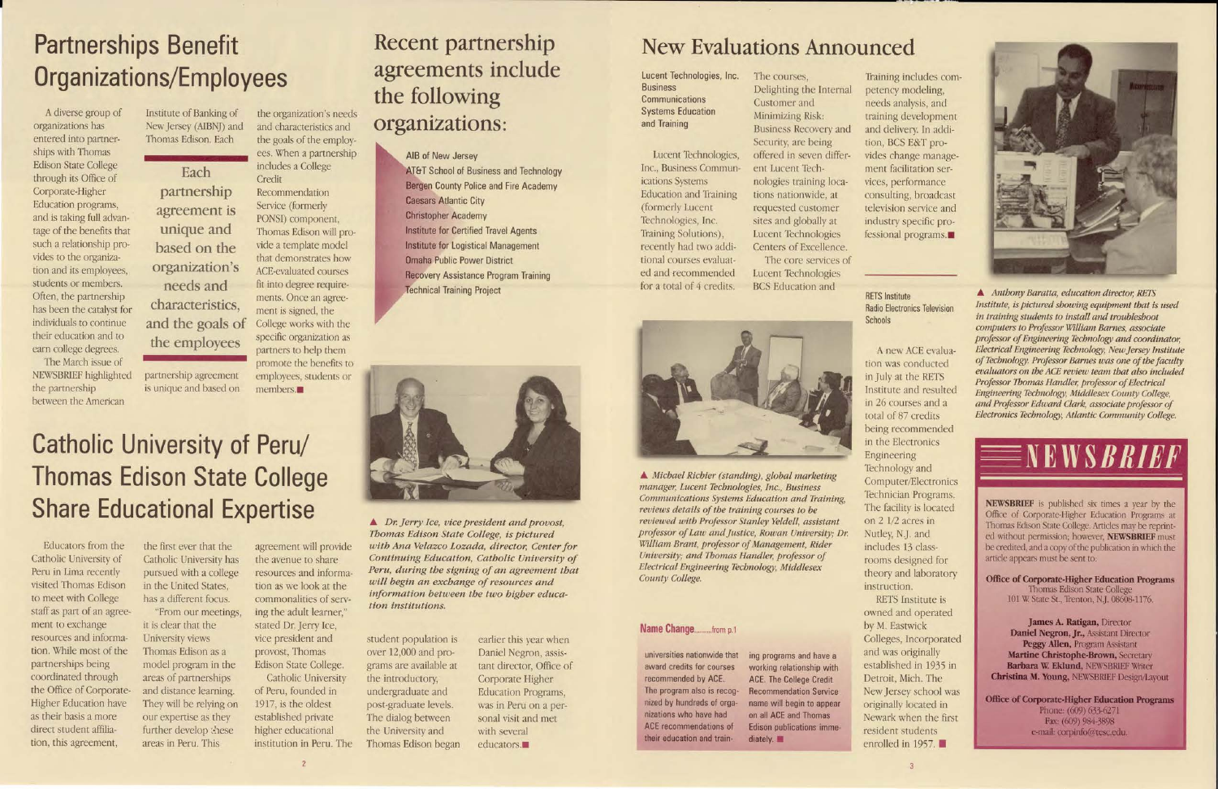# Partnerships Benefit Organizations/Employees

A diverse group of organizations has entered into partnerships with Thomas Edison State College through its Office of Corporate-Higher Education programs, and is taking full advantage of the benefits that such a relationship provides to the organization and its employees, students or members. Often, the partnership has been the catalyst for individuals to continue their education and to earn college degrees.

The March issue of NEWSBRIEF highlighted the partnership between the American Institute of Banking of New Jersey (AIBNJ) and Thomas Edison. Each partnership agreement is unique and based on the organization's needs and characteristics and the goals of the employees. When a partnership includes a College Credit Recommendation Service (formerly PONSI) component, Thomas Edison will provide a template model that demonstrates how ACE-evaluated courses fit into degree requirements. Once an agreement is signed, the College works with the specific organization as partners to help them promote the benefits to employees, students or members. ■

> Each partnership agreement is unique and based on the organization's needs and characteristics, and the goals of the employees

# Recent partnership agreements include the following organizations:

- AIB of New Jersey
- AT&T School of Business and Technology
- Bergen County Police and Fire Academy
- Caesars Atlantic City
- Christopher Academy
- Institute for Certified Travel Agents
- Institute for Logistical Management
- Omaha Public Power District
- Recovery Assistance Program Training
- Technical Training Project

# Catholic University of Peru/ Thomas Edison State College Share Educational Expertise

Educators from the Catholic University of Peru in Lima recently visited Thomas Edison to meet with College staff as part of an agreement to exchange resources and information. While most of the partnerships being coordinated through the Office of Corporate-Higher Education have as their basis a more direct student affiliation, this agreement, the first ever that the Catholic University has pursued with a college in the United States, has a different focus.

"From our meetings, it is clear that the University views Thomas Edison as a model program in the areas of partnerships and distance learning. They will be relying on our expertise as they further develop these areas in Peru. This agreement will provide the avenue to share resources and information as we look at the commonalities of serving the adult learner," stated Dr. Jerry Ice, vice president and provost, Thomas Edison State College.

Catholic University of Peru, founded in 1917, is the oldest established private higher educational institution in Peru. The student population is over 12,000 and programs are available at the introductory, undergraduate and post-graduate levels. The dialog between the University and Thomas Edison began earlier this year when Daniel Negron, assistant director, Office of Corporate Higher Education Programs, was in Peru on a personal visit and met with several educators. ■

▲ *Dr. Jerry Ice, vice president and provost, Thomas Edison State College, is pictured with Ana Velazco Lozada, director, Center for Continuing Education, Catholic University of Peru, during the signing of an agreement that will begin an exchange of resources and information between the two higher education institutions.*

# New Evaluations Announced

**Lucent Technologies, Inc. Business Communications Systems Education and Training**

Lucent Technologies, Inc., Business Communications Systems Education and Training (formerly Lucent Technologies, Inc. Training Solutions), recently had two additional courses evaluated and recommended for a total of 4 credits. The courses, Delighting the Internal Customer and Minimizing Risk: Business Recovery and Security, are being offered in seven different Lucent Technologies training locations nationwide, at requested customer sites and globally at Lucent Technologies Centers of Excellence.

The core services of Lucent Technologies BCS Education and Training includes competency modeling, needs analysis, and training development and delivery. In addition, BCS E&T provides change management facilitation services, performance consulting, broadcast television service and industry specific professional programs. ■

▲ *Michael Richter (standing), global marketing manager, Lucent Technologies, Inc., Business Communications Systems Education and Training, reviews details of the training courses to be reviewed with Professor Stanley Yeldell, assistant professor of Law and Justice, Rowan University; Dr. William Brant, professor of Management, Rider University; and Thomas Handler, professor of Electrical Engineering Technology, Middlesex County College.*

**RETS Institute Radio Electronics Television Schools**

A new ACE evaluation was conducted in July at the RETS Institute and resulted in 26 courses and a total of 87 credits being recommended in the Electronics Engineering Technology and Computer/Electronics Technician Programs. The facility is located on 2 1/2 acres in Nutley, N.J. and includes 13 classrooms designed for theory and laboratory instruction.

RETS Institute is owned and operated by M. Eastwick Colleges, Incorporated and was originally established in 1935 in Detroit, Mich. The New Jersey school was originally located in Newark when the first resident students enrolled in 1957. ■

▲ *Anthony Baratta, education director, RETS Institute, is pictured showing equipment that is used in training students to install and troubleshoot computers to Professor William Barnes, associate professor of Engineering Technology and coordinator, Electrical Engineering Technology, New Jersey Institute of Technology. Professor Barnes was one of the faculty evaluators on the ACE review team that also included Professor Thomas Handler, professor of Electrical Engineering Technology, Middlesex County College, and Professor Edward Clark, associate professor of Electronics Technology, Atlantic Community College.*

## Name Change.........from p.1

universities nationwide that award credits for courses recommended by ACE. The program also is recognized by hundreds of organizations who have had ACE recommendations of their education and training programs and have a working relationship with ACE. The College Credit Recommendation Service name will begin to appear on all ACE and Thomas Edison publications immediately. ■

# NEWSBRIEF

**NEWSBRIEF** is published six times a year by the Office of Corporate-Higher Education Programs at Thomas Edison State College. Articles may be reprinted without permission; however, **NEWSBRIEF** must be credited, and a copy of the publication in which the article appears must be sent to:

**Office of Corporate-Higher Education Programs**
Thomas Edison State College
101 W. State St., Trenton, N.J. 08608-1176.

**James A. Ratigan,** Director
**Daniel Negron, Jr.,** Assistant Director
**Peggy Allen,** Program Assistant
**Martine Christophe-Brown,** Secretary
**Barbara W. Eklund,** NEWSBRIEF Writer
**Christina M. Young,** NEWSBRIEF Design/Layout

**Office of Corporate-Higher Education Programs**
Phone: (609) 633-6271
Fax: (609) 984-3898
e-mail: corpinfo@tesc.edu.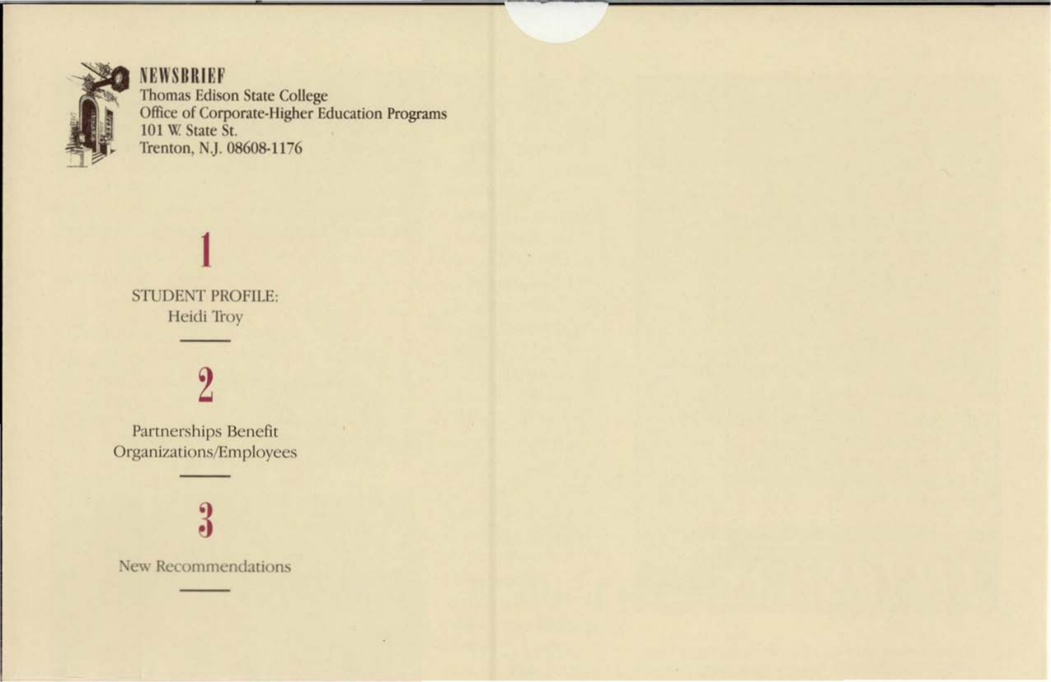**NEWSBRIEF**
Thomas Edison State College
Office of Corporate-Higher Education Programs
101 W. State St.
Trenton, N.J. 08608-1176

## 1

STUDENT PROFILE:
Heidi Troy

## 2

Partnerships Benefit
Organizations/Employees

## 3

New Recommendations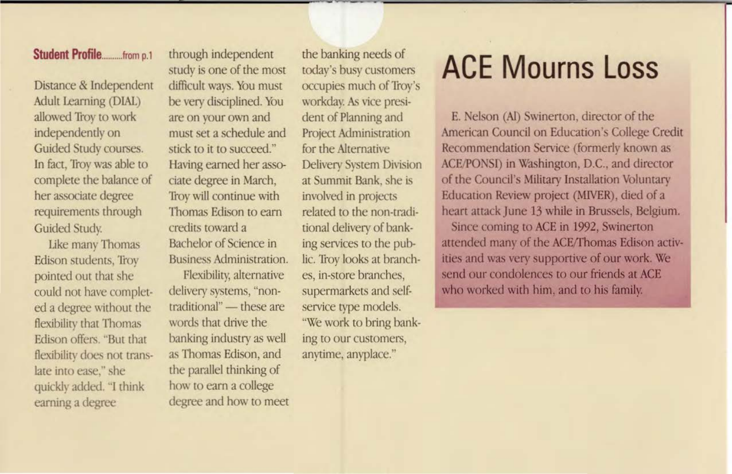**Student Profile**.........from p.1

Distance & Independent Adult Learning (DIAL) allowed Troy to work independently on Guided Study courses. In fact, Troy was able to complete the balance of her associate degree requirements through Guided Study.

Like many Thomas Edison students, Troy pointed out that she could not have completed a degree without the flexibility that Thomas Edison offers. "But that flexibility does not translate into ease," she quickly added. "I think earning a degree through independent study is one of the most difficult ways. You must be very disciplined. You are on your own and must set a schedule and stick to it to succeed." Having earned her associate degree in March, Troy will continue with Thomas Edison to earn credits toward a Bachelor of Science in Business Administration.

Flexibility, alternative delivery systems, "non-traditional" — these are words that drive the banking industry as well as Thomas Edison, and the parallel thinking of how to earn a college degree and how to meet the banking needs of today's busy customers occupies much of Troy's workday. As vice president of Planning and Project Administration for the Alternative Delivery System Division at Summit Bank, she is involved in projects related to the non-traditional delivery of banking services to the public. Troy looks at branches, in-store branches, supermarkets and self-service type models. "We work to bring banking to our customers, anytime, anyplace."

# ACE Mourns Loss

E. Nelson (Al) Swinerton, director of the American Council on Education's College Credit Recommendation Service (formerly known as ACE/PONSI) in Washington, D.C., and director of the Council's Military Installation Voluntary Education Review project (MIVER), died of a heart attack June 13 while in Brussels, Belgium.

Since coming to ACE in 1992, Swinerton attended many of the ACE/Thomas Edison activities and was very supportive of our work. We send our condolences to our friends at ACE who worked with him, and to his family.